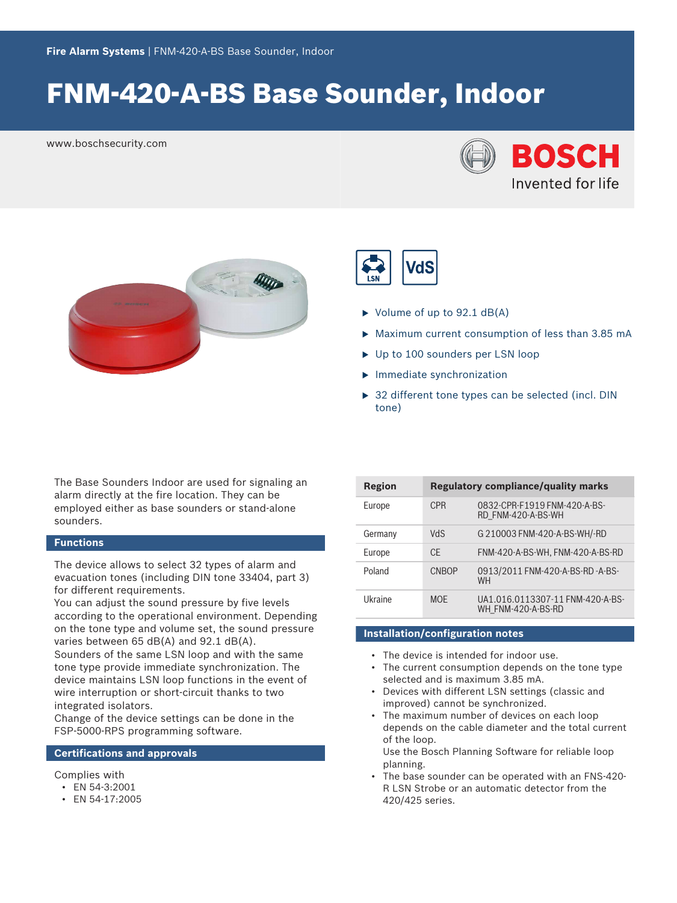Fire Alarm Systems | FNM-420-A-BS Base Sounder, Indoor

# FNM-420-A-BS Base Sounder, Indoor

www.boschsecurity.com

- Volume of up to 92.1 dB(A)
- Maximum current consumption of less than 3.85 mA
- Up to 100 sounders per LSN loop
- Immediate synchronization
- 32 different tone types can be selected (incl. DIN tone)

The Base Sounders Indoor are used for signaling an alarm directly at the fire location. They can be employed either as base sounders or stand-alone sounders.

## Functions

The device allows to select 32 types of alarm and evacuation tones (including DIN tone 33404, part 3) for different requirements.
You can adjust the sound pressure by five levels according to the operational environment. Depending on the tone type and volume set, the sound pressure varies between 65 dB(A) and 92.1 dB(A).
Sounders of the same LSN loop and with the same tone type provide immediate synchronization. The device maintains LSN loop functions in the event of wire interruption or short-circuit thanks to two integrated isolators.
Change of the device settings can be done in the FSP-5000-RPS programming software.

## Certifications and approvals

Complies with

- EN 54-3:2001
- EN 54-17:2005

| Region | Regulatory compliance/quality marks | |
|---|---|---|
| Europe | CPR | 0832-CPR-F1919 FNM-420-A-BS-RD_FNM-420-A-BS-WH |
| Germany | VdS | G 210003 FNM-420-A-BS-WH/-RD |
| Europe | CE | FNM-420-A-BS-WH, FNM-420-A-BS-RD |
| Poland | CNBOP | 0913/2011 FNM-420-A-BS-RD -A-BS-WH |
| Ukraine | MOE | UA1.016.0113307-11 FNM-420-A-BS-WH_FNM-420-A-BS-RD |

## Installation/configuration notes

- The device is intended for indoor use.
- The current consumption depends on the tone type selected and is maximum 3.85 mA.
- Devices with different LSN settings (classic and improved) cannot be synchronized.
- The maximum number of devices on each loop depends on the cable diameter and the total current of the loop.
  Use the Bosch Planning Software for reliable loop planning.
- The base sounder can be operated with an FNS-420-R LSN Strobe or an automatic detector from the 420/425 series.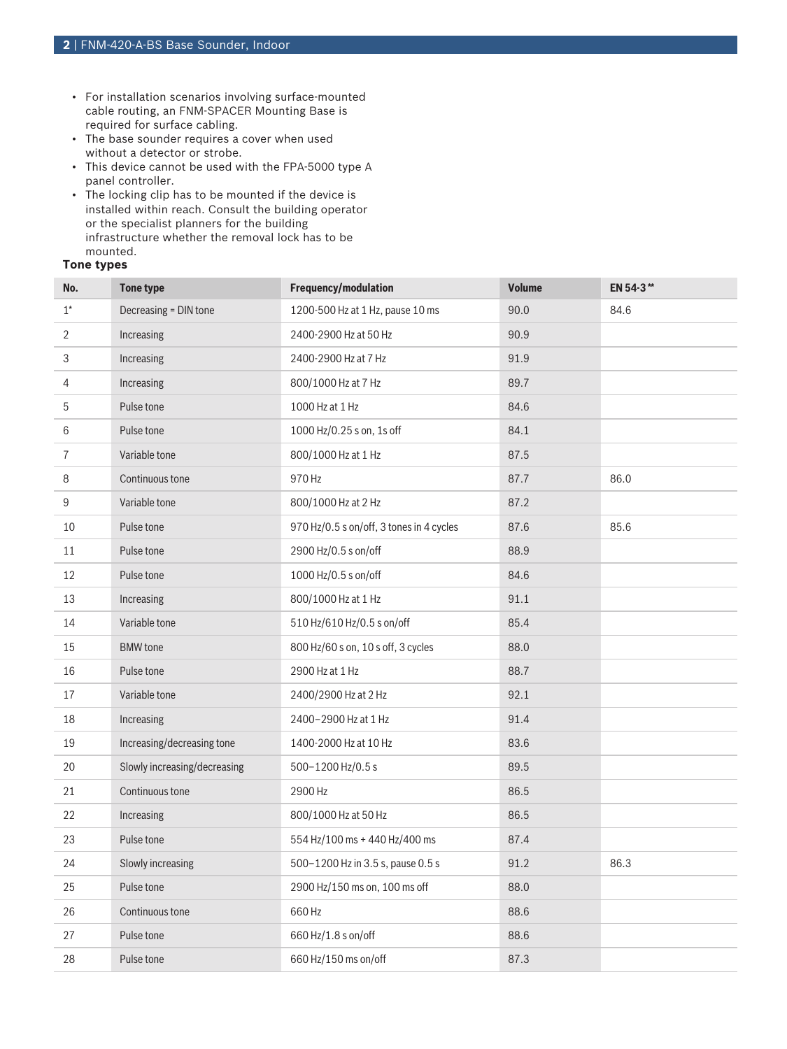- For installation scenarios involving surface-mounted cable routing, an FNM-SPACER Mounting Base is required for surface cabling.
- The base sounder requires a cover when used without a detector or strobe.
- This device cannot be used with the FPA-5000 type A panel controller.
- The locking clip has to be mounted if the device is installed within reach. Consult the building operator or the specialist planners for the building infrastructure whether the removal lock has to be mounted.

**Tone types**

| No. | Tone type | Frequency/modulation | Volume | EN 54-3 ** |
| --- | --- | --- | --- | --- |
| 1* | Decreasing = DIN tone | 1200-500 Hz at 1 Hz, pause 10 ms | 90.0 | 84.6 |
| 2 | Increasing | 2400-2900 Hz at 50 Hz | 90.9 | |
| 3 | Increasing | 2400-2900 Hz at 7 Hz | 91.9 | |
| 4 | Increasing | 800/1000 Hz at 7 Hz | 89.7 | |
| 5 | Pulse tone | 1000 Hz at 1 Hz | 84.6 | |
| 6 | Pulse tone | 1000 Hz/0.25 s on, 1s off | 84.1 | |
| 7 | Variable tone | 800/1000 Hz at 1 Hz | 87.5 | |
| 8 | Continuous tone | 970 Hz | 87.7 | 86.0 |
| 9 | Variable tone | 800/1000 Hz at 2 Hz | 87.2 | |
| 10 | Pulse tone | 970 Hz/0.5 s on/off, 3 tones in 4 cycles | 87.6 | 85.6 |
| 11 | Pulse tone | 2900 Hz/0.5 s on/off | 88.9 | |
| 12 | Pulse tone | 1000 Hz/0.5 s on/off | 84.6 | |
| 13 | Increasing | 800/1000 Hz at 1 Hz | 91.1 | |
| 14 | Variable tone | 510 Hz/610 Hz/0.5 s on/off | 85.4 | |
| 15 | BMW tone | 800 Hz/60 s on, 10 s off, 3 cycles | 88.0 | |
| 16 | Pulse tone | 2900 Hz at 1 Hz | 88.7 | |
| 17 | Variable tone | 2400/2900 Hz at 2 Hz | 92.1 | |
| 18 | Increasing | 2400–2900 Hz at 1 Hz | 91.4 | |
| 19 | Increasing/decreasing tone | 1400-2000 Hz at 10 Hz | 83.6 | |
| 20 | Slowly increasing/decreasing | 500–1200 Hz/0.5 s | 89.5 | |
| 21 | Continuous tone | 2900 Hz | 86.5 | |
| 22 | Increasing | 800/1000 Hz at 50 Hz | 86.5 | |
| 23 | Pulse tone | 554 Hz/100 ms + 440 Hz/400 ms | 87.4 | |
| 24 | Slowly increasing | 500–1200 Hz in 3.5 s, pause 0.5 s | 91.2 | 86.3 |
| 25 | Pulse tone | 2900 Hz/150 ms on, 100 ms off | 88.0 | |
| 26 | Continuous tone | 660 Hz | 88.6 | |
| 27 | Pulse tone | 660 Hz/1.8 s on/off | 88.6 | |
| 28 | Pulse tone | 660 Hz/150 ms on/off | 87.3 | |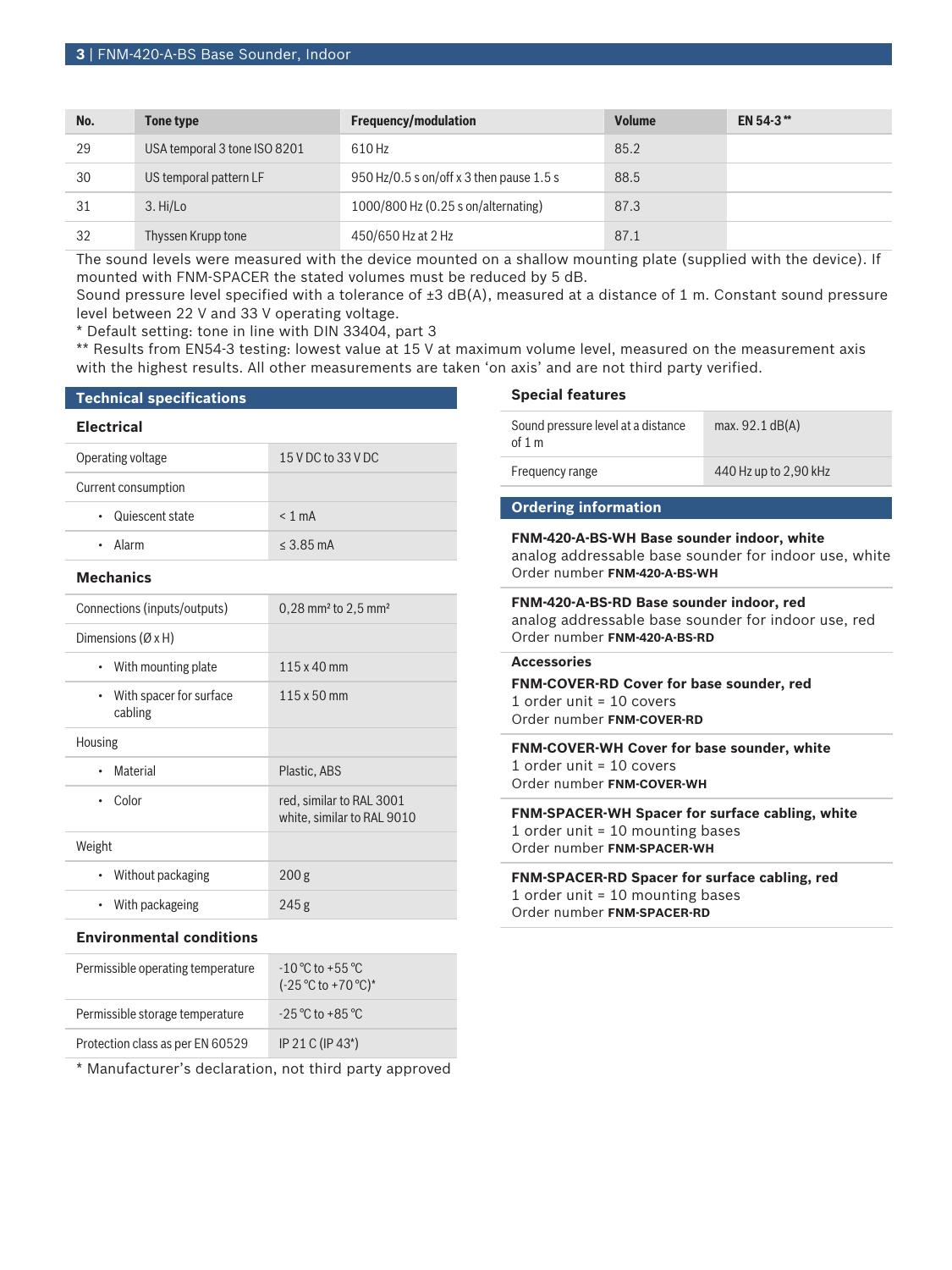| No. | Tone type | Frequency/modulation | Volume | EN 54-3 ** |
| --- | --- | --- | --- | --- |
| 29 | USA temporal 3 tone ISO 8201 | 610 Hz | 85.2 | |
| 30 | US temporal pattern LF | 950 Hz/0.5 s on/off x 3 then pause 1.5 s | 88.5 | |
| 31 | 3. Hi/Lo | 1000/800 Hz (0.25 s on/alternating) | 87.3 | |
| 32 | Thyssen Krupp tone | 450/650 Hz at 2 Hz | 87.1 | |

The sound levels were measured with the device mounted on a shallow mounting plate (supplied with the device). If mounted with FNM-SPACER the stated volumes must be reduced by 5 dB.
Sound pressure level specified with a tolerance of ±3 dB(A), measured at a distance of 1 m. Constant sound pressure level between 22 V and 33 V operating voltage.
* Default setting: tone in line with DIN 33404, part 3
** Results from EN54-3 testing: lowest value at 15 V at maximum volume level, measured on the measurement axis with the highest results. All other measurements are taken 'on axis' and are not third party verified.

## Technical specifications

### Electrical

| | |
| --- | --- |
| Operating voltage | 15 V DC to 33 V DC |
| Current consumption | |
| • Quiescent state | < 1 mA |
| • Alarm | ≤ 3.85 mA |

### Mechanics

| | |
| --- | --- |
| Connections (inputs/outputs) | 0,28 mm² to 2,5 mm² |
| Dimensions (Ø x H) | |
| • With mounting plate | 115 x 40 mm |
| • With spacer for surface cabling | 115 x 50 mm |
| Housing | |
| • Material | Plastic, ABS |
| • Color | red, similar to RAL 3001<br>white, similar to RAL 9010 |
| Weight | |
| • Without packaging | 200 g |
| • With packageing | 245 g |

### Environmental conditions

| | |
| --- | --- |
| Permissible operating temperature | -10 °C to +55 °C<br>(-25 °C to +70 °C)* |
| Permissible storage temperature | -25 °C to +85 °C |
| Protection class as per EN 60529 | IP 21 C (IP 43*) |

* Manufacturer's declaration, not third party approved

### Special features

| | |
| --- | --- |
| Sound pressure level at a distance of 1 m | max. 92.1 dB(A) |
| Frequency range | 440 Hz up to 2,90 kHz |

## Ordering information

**FNM-420-A-BS-WH Base sounder indoor, white**
analog addressable base sounder for indoor use, white
Order number **FNM-420-A-BS-WH**

**FNM-420-A-BS-RD Base sounder indoor, red**
analog addressable base sounder for indoor use, red
Order number **FNM-420-A-BS-RD**

### Accessories

**FNM-COVER-RD Cover for base sounder, red**
1 order unit = 10 covers
Order number **FNM-COVER-RD**

**FNM-COVER-WH Cover for base sounder, white**
1 order unit = 10 covers
Order number **FNM-COVER-WH**

**FNM-SPACER-WH Spacer for surface cabling, white**
1 order unit = 10 mounting bases
Order number **FNM-SPACER-WH**

**FNM-SPACER-RD Spacer for surface cabling, red**
1 order unit = 10 mounting bases
Order number **FNM-SPACER-RD**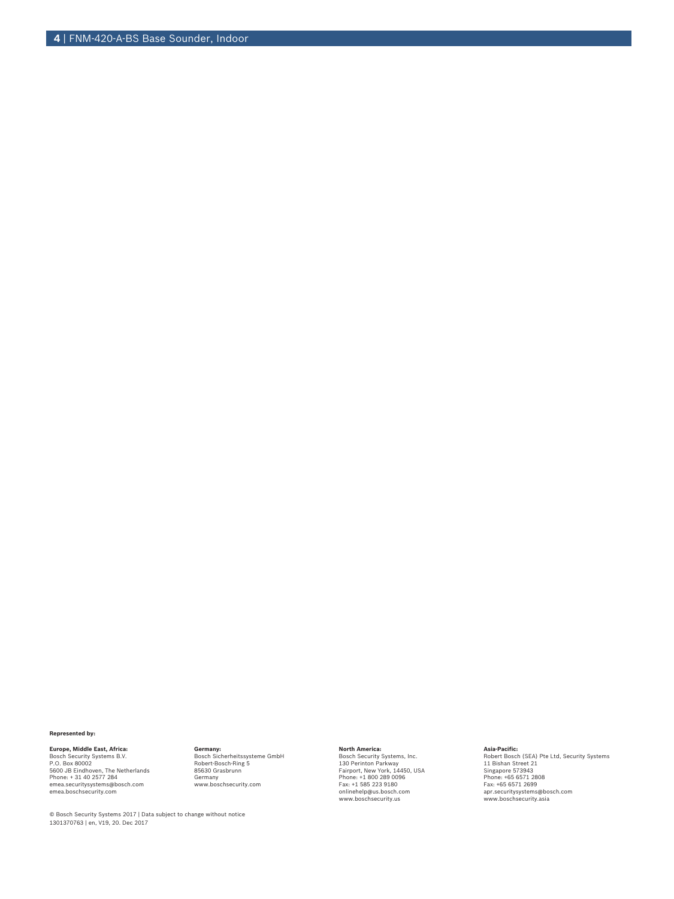**Represented by:**

**Europe, Middle East, Africa:**
Bosch Security Systems B.V.
P.O. Box 80002
5600 JB Eindhoven, The Netherlands
Phone: + 31 40 2577 284
emea.securitysystems@bosch.com
emea.boschsecurity.com

**Germany:**
Bosch Sicherheitssysteme GmbH
Robert-Bosch-Ring 5
85630 Grasbrunn
Germany
www.boschsecurity.com

**North America:**
Bosch Security Systems, Inc.
130 Perinton Parkway
Fairport, New York, 14450, USA
Phone: +1 800 289 0096
Fax: +1 585 223 9180
onlinehelp@us.bosch.com
www.boschsecurity.us

**Asia-Pacific:**
Robert Bosch (SEA) Pte Ltd, Security Systems
11 Bishan Street 21
Singapore 573943
Phone: +65 6571 2808
Fax: +65 6571 2699
apr.securitysystems@bosch.com
www.boschsecurity.asia

© Bosch Security Systems 2017 | Data subject to change without notice
1301370763 | en, V19, 20. Dec 2017